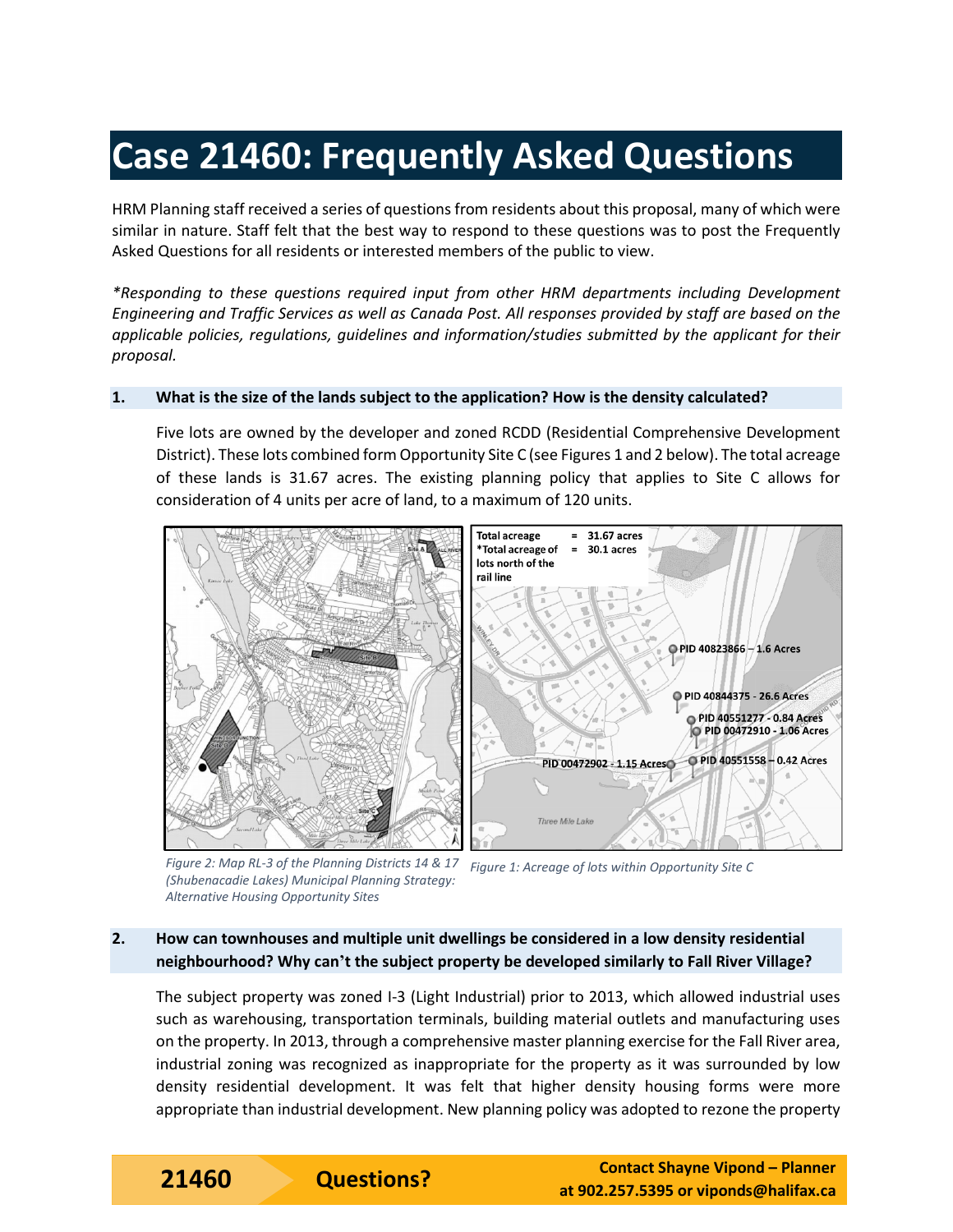# Case 21460: Frequently Asked Questions

HRM Planning staff received a series of questions from residents about this proposal, many of which were similar in nature. Staff felt that the best way to respond to these questions was to post the Frequently Asked Questions for all residents or interested members of the public to view.

*\*Responding to these questions required input from other HRM departments including Development Engineering and Traffic Services as well as Canada Post. All responses provided by staff are based on the applicable policies, regulations, guidelines and information/studies submitted by the applicant for their proposal.*

**1. What is the size of the lands subject to the application? How is the density calculated?**

Five lots are owned by the developer and zoned RCDD (Residential Comprehensive Development District). These lots combined form Opportunity Site C (see Figures 1 and 2 below). The total acreage of these lands is 31.67 acres. The existing planning policy that applies to Site C allows for consideration of 4 units per acre of land, to a maximum of 120 units.

*Figure 2: Map RL-3 of the Planning Districts 14 & 17 (Shubenacadie Lakes) Municipal Planning Strategy: Alternative Housing Opportunity Sites*

Total acreage = 31.67 acres
*Total acreage of lots north of the rail line = 30.1 acres

PID 40823866 – 1.6 Acres
PID 40844375 - 26.6 Acres
PID 40551277 - 0.84 Acres
PID 00472910 - 1.06 Acres
PID 00472902 - 1.15 Acres
PID 40551558 – 0.42 Acres

*Figure 1: Acreage of lots within Opportunity Site C*

**2. How can townhouses and multiple unit dwellings be considered in a low density residential neighbourhood? Why can't the subject property be developed similarly to Fall River Village?**

The subject property was zoned I-3 (Light Industrial) prior to 2013, which allowed industrial uses such as warehousing, transportation terminals, building material outlets and manufacturing uses on the property. In 2013, through a comprehensive master planning exercise for the Fall River area, industrial zoning was recognized as inappropriate for the property as it was surrounded by low density residential development. It was felt that higher density housing forms were more appropriate than industrial development. New planning policy was adopted to rezone the property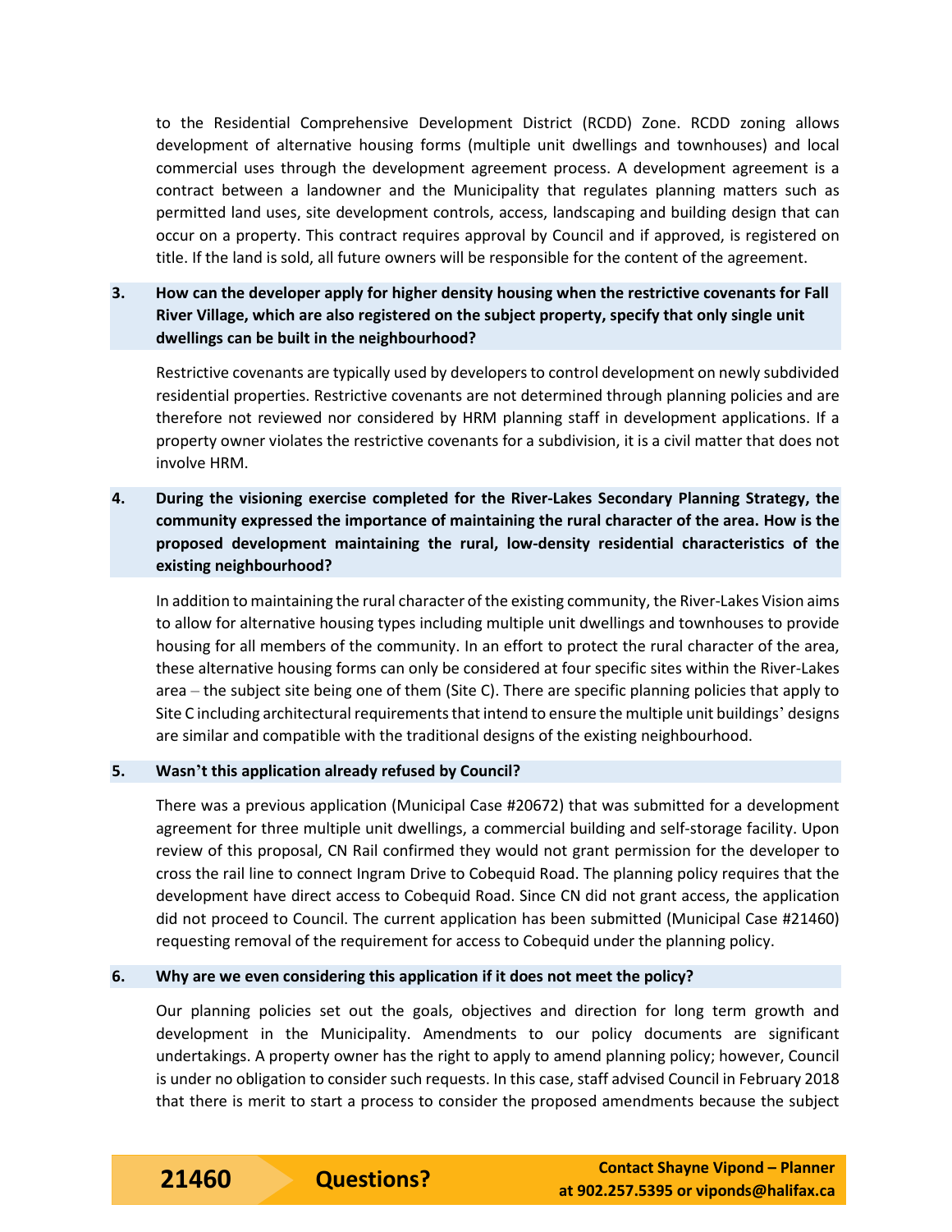to the Residential Comprehensive Development District (RCDD) Zone. RCDD zoning allows development of alternative housing forms (multiple unit dwellings and townhouses) and local commercial uses through the development agreement process. A development agreement is a contract between a landowner and the Municipality that regulates planning matters such as permitted land uses, site development controls, access, landscaping and building design that can occur on a property. This contract requires approval by Council and if approved, is registered on title. If the land is sold, all future owners will be responsible for the content of the agreement.

**3. How can the developer apply for higher density housing when the restrictive covenants for Fall River Village, which are also registered on the subject property, specify that only single unit dwellings can be built in the neighbourhood?**

Restrictive covenants are typically used by developers to control development on newly subdivided residential properties. Restrictive covenants are not determined through planning policies and are therefore not reviewed nor considered by HRM planning staff in development applications. If a property owner violates the restrictive covenants for a subdivision, it is a civil matter that does not involve HRM.

**4. During the visioning exercise completed for the River-Lakes Secondary Planning Strategy, the community expressed the importance of maintaining the rural character of the area. How is the proposed development maintaining the rural, low-density residential characteristics of the existing neighbourhood?**

In addition to maintaining the rural character of the existing community, the River-Lakes Vision aims to allow for alternative housing types including multiple unit dwellings and townhouses to provide housing for all members of the community. In an effort to protect the rural character of the area, these alternative housing forms can only be considered at four specific sites within the River-Lakes area – the subject site being one of them (Site C). There are specific planning policies that apply to Site C including architectural requirements that intend to ensure the multiple unit buildings' designs are similar and compatible with the traditional designs of the existing neighbourhood.

**5. Wasn't this application already refused by Council?**

There was a previous application (Municipal Case #20672) that was submitted for a development agreement for three multiple unit dwellings, a commercial building and self-storage facility. Upon review of this proposal, CN Rail confirmed they would not grant permission for the developer to cross the rail line to connect Ingram Drive to Cobequid Road. The planning policy requires that the development have direct access to Cobequid Road. Since CN did not grant access, the application did not proceed to Council. The current application has been submitted (Municipal Case #21460) requesting removal of the requirement for access to Cobequid under the planning policy.

**6. Why are we even considering this application if it does not meet the policy?**

Our planning policies set out the goals, objectives and direction for long term growth and development in the Municipality. Amendments to our policy documents are significant undertakings. A property owner has the right to apply to amend planning policy; however, Council is under no obligation to consider such requests. In this case, staff advised Council in February 2018 that there is merit to start a process to consider the proposed amendments because the subject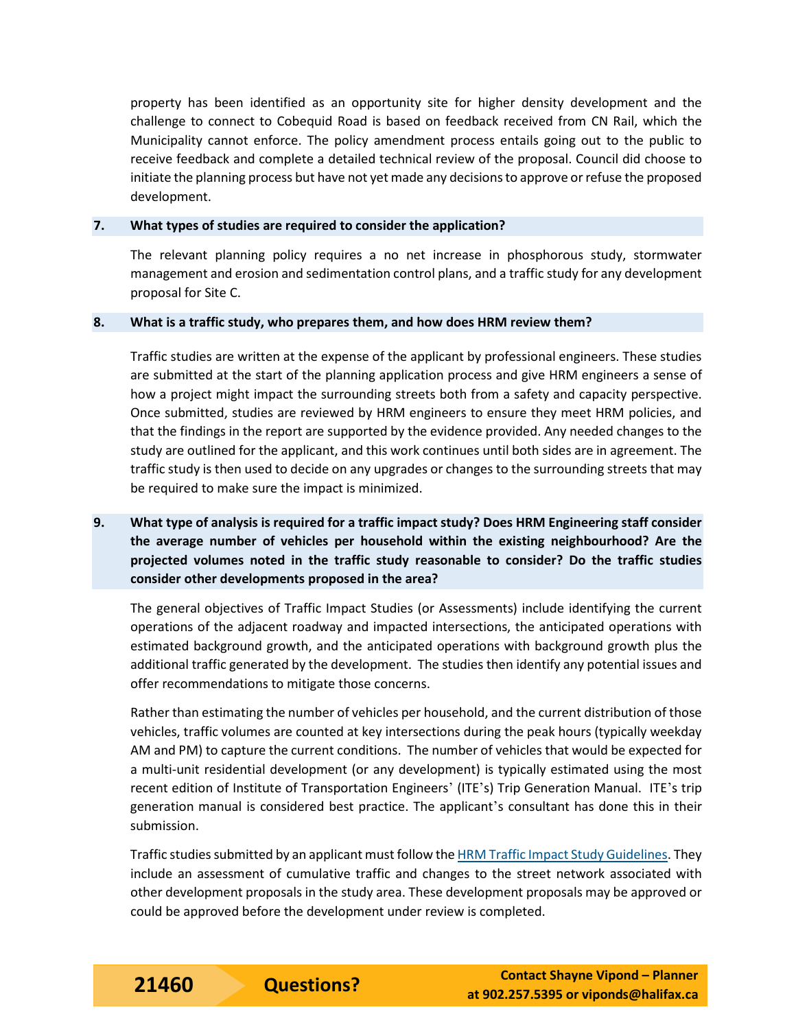property has been identified as an opportunity site for higher density development and the challenge to connect to Cobequid Road is based on feedback received from CN Rail, which the Municipality cannot enforce. The policy amendment process entails going out to the public to receive feedback and complete a detailed technical review of the proposal. Council did choose to initiate the planning process but have not yet made any decisions to approve or refuse the proposed development.

### 7. What types of studies are required to consider the application?

The relevant planning policy requires a no net increase in phosphorous study, stormwater management and erosion and sedimentation control plans, and a traffic study for any development proposal for Site C.

### 8. What is a traffic study, who prepares them, and how does HRM review them?

Traffic studies are written at the expense of the applicant by professional engineers. These studies are submitted at the start of the planning application process and give HRM engineers a sense of how a project might impact the surrounding streets both from a safety and capacity perspective. Once submitted, studies are reviewed by HRM engineers to ensure they meet HRM policies, and that the findings in the report are supported by the evidence provided. Any needed changes to the study are outlined for the applicant, and this work continues until both sides are in agreement. The traffic study is then used to decide on any upgrades or changes to the surrounding streets that may be required to make sure the impact is minimized.

### 9. What type of analysis is required for a traffic impact study? Does HRM Engineering staff consider the average number of vehicles per household within the existing neighbourhood? Are the projected volumes noted in the traffic study reasonable to consider? Do the traffic studies consider other developments proposed in the area?

The general objectives of Traffic Impact Studies (or Assessments) include identifying the current operations of the adjacent roadway and impacted intersections, the anticipated operations with estimated background growth, and the anticipated operations with background growth plus the additional traffic generated by the development. The studies then identify any potential issues and offer recommendations to mitigate those concerns.

Rather than estimating the number of vehicles per household, and the current distribution of those vehicles, traffic volumes are counted at key intersections during the peak hours (typically weekday AM and PM) to capture the current conditions. The number of vehicles that would be expected for a multi-unit residential development (or any development) is typically estimated using the most recent edition of Institute of Transportation Engineers' (ITE's) Trip Generation Manual. ITE's trip generation manual is considered best practice. The applicant's consultant has done this in their submission.

Traffic studies submitted by an applicant must follow the HRM Traffic Impact Study Guidelines. They include an assessment of cumulative traffic and changes to the street network associated with other development proposals in the study area. These development proposals may be approved or could be approved before the development under review is completed.

**21460** **Questions?** **Contact Shayne Vipond – Planner at 902.257.5395 or viponds@halifax.ca**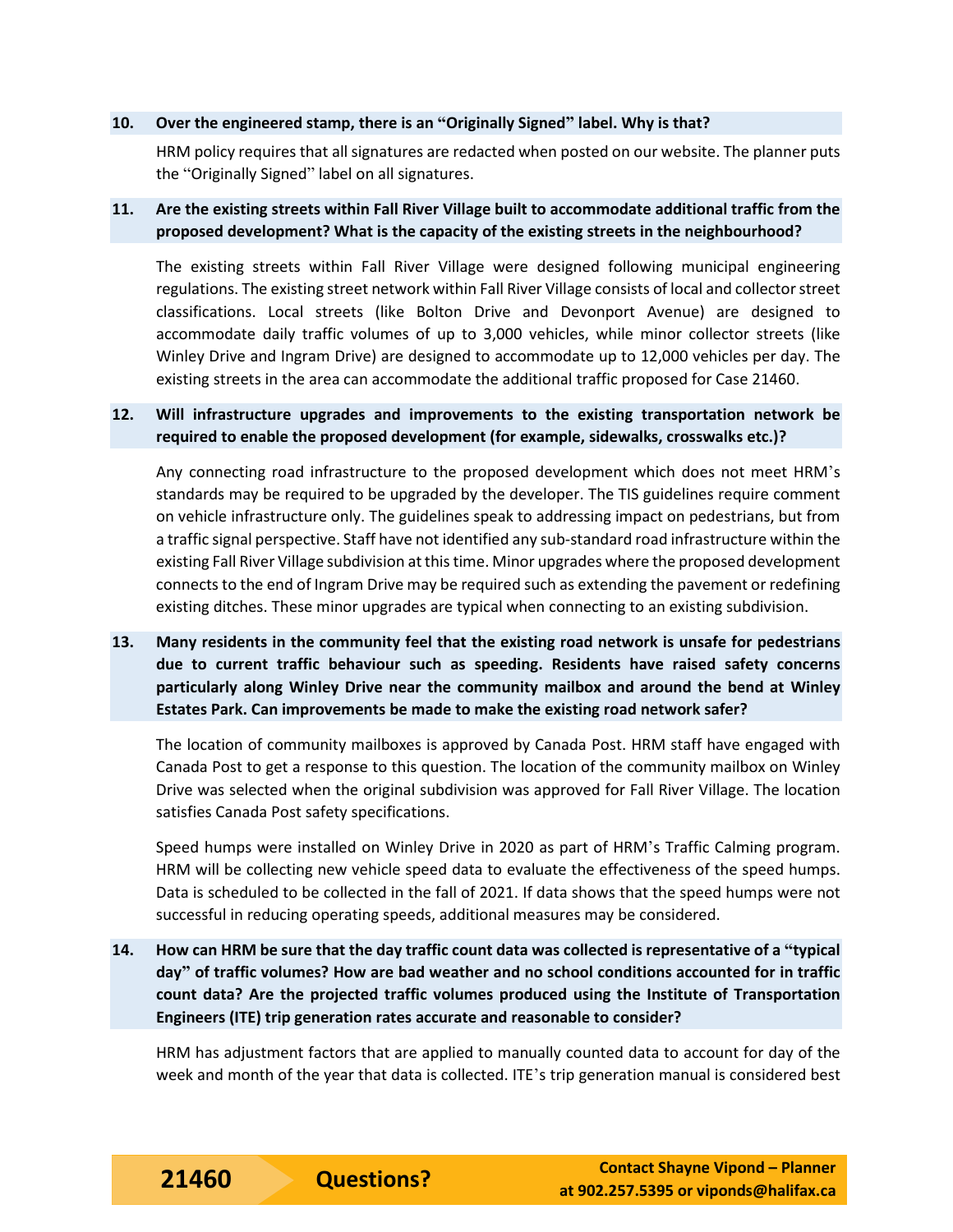**10. Over the engineered stamp, there is an "Originally Signed" label. Why is that?**

HRM policy requires that all signatures are redacted when posted on our website. The planner puts the "Originally Signed" label on all signatures.

**11. Are the existing streets within Fall River Village built to accommodate additional traffic from the proposed development? What is the capacity of the existing streets in the neighbourhood?**

The existing streets within Fall River Village were designed following municipal engineering regulations. The existing street network within Fall River Village consists of local and collector street classifications. Local streets (like Bolton Drive and Devonport Avenue) are designed to accommodate daily traffic volumes of up to 3,000 vehicles, while minor collector streets (like Winley Drive and Ingram Drive) are designed to accommodate up to 12,000 vehicles per day. The existing streets in the area can accommodate the additional traffic proposed for Case 21460.

**12. Will infrastructure upgrades and improvements to the existing transportation network be required to enable the proposed development (for example, sidewalks, crosswalks etc.)?**

Any connecting road infrastructure to the proposed development which does not meet HRM's standards may be required to be upgraded by the developer. The TIS guidelines require comment on vehicle infrastructure only. The guidelines speak to addressing impact on pedestrians, but from a traffic signal perspective. Staff have not identified any sub-standard road infrastructure within the existing Fall River Village subdivision at this time. Minor upgrades where the proposed development connects to the end of Ingram Drive may be required such as extending the pavement or redefining existing ditches. These minor upgrades are typical when connecting to an existing subdivision.

**13. Many residents in the community feel that the existing road network is unsafe for pedestrians due to current traffic behaviour such as speeding. Residents have raised safety concerns particularly along Winley Drive near the community mailbox and around the bend at Winley Estates Park. Can improvements be made to make the existing road network safer?**

The location of community mailboxes is approved by Canada Post. HRM staff have engaged with Canada Post to get a response to this question. The location of the community mailbox on Winley Drive was selected when the original subdivision was approved for Fall River Village. The location satisfies Canada Post safety specifications.

Speed humps were installed on Winley Drive in 2020 as part of HRM's Traffic Calming program. HRM will be collecting new vehicle speed data to evaluate the effectiveness of the speed humps. Data is scheduled to be collected in the fall of 2021. If data shows that the speed humps were not successful in reducing operating speeds, additional measures may be considered.

**14. How can HRM be sure that the day traffic count data was collected is representative of a "typical day" of traffic volumes? How are bad weather and no school conditions accounted for in traffic count data? Are the projected traffic volumes produced using the Institute of Transportation Engineers (ITE) trip generation rates accurate and reasonable to consider?**

HRM has adjustment factors that are applied to manually counted data to account for day of the week and month of the year that data is collected. ITE's trip generation manual is considered best

**21460** **Questions?** **Contact Shayne Vipond – Planner at 902.257.5395 or viponds@halifax.ca**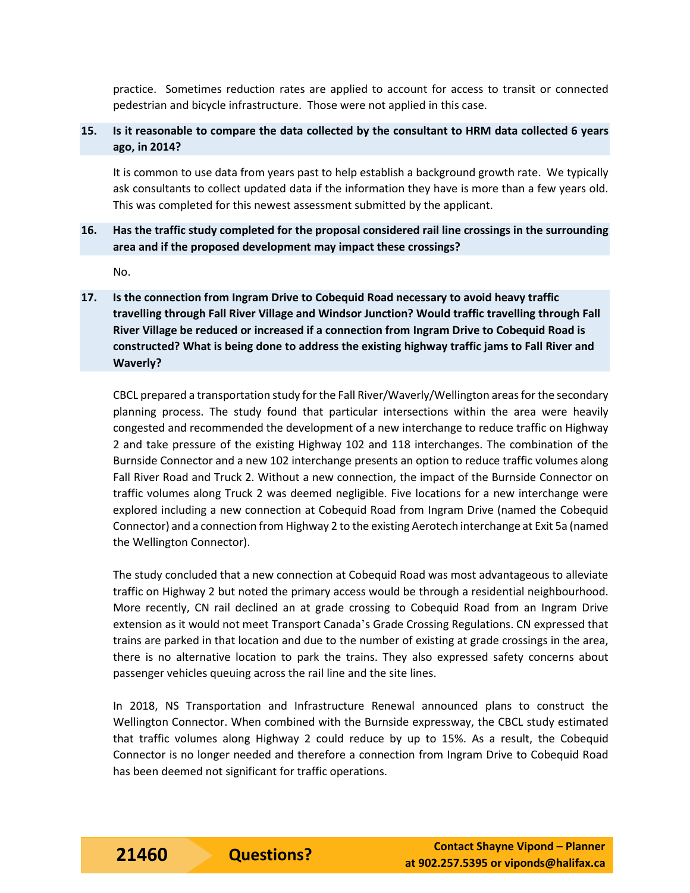practice. Sometimes reduction rates are applied to account for access to transit or connected pedestrian and bicycle infrastructure. Those were not applied in this case.

**15. Is it reasonable to compare the data collected by the consultant to HRM data collected 6 years ago, in 2014?**

It is common to use data from years past to help establish a background growth rate. We typically ask consultants to collect updated data if the information they have is more than a few years old. This was completed for this newest assessment submitted by the applicant.

**16. Has the traffic study completed for the proposal considered rail line crossings in the surrounding area and if the proposed development may impact these crossings?**

No.

**17. Is the connection from Ingram Drive to Cobequid Road necessary to avoid heavy traffic travelling through Fall River Village and Windsor Junction? Would traffic travelling through Fall River Village be reduced or increased if a connection from Ingram Drive to Cobequid Road is constructed? What is being done to address the existing highway traffic jams to Fall River and Waverly?**

CBCL prepared a transportation study for the Fall River/Waverly/Wellington areas for the secondary planning process. The study found that particular intersections within the area were heavily congested and recommended the development of a new interchange to reduce traffic on Highway 2 and take pressure of the existing Highway 102 and 118 interchanges. The combination of the Burnside Connector and a new 102 interchange presents an option to reduce traffic volumes along Fall River Road and Truck 2. Without a new connection, the impact of the Burnside Connector on traffic volumes along Truck 2 was deemed negligible. Five locations for a new interchange were explored including a new connection at Cobequid Road from Ingram Drive (named the Cobequid Connector) and a connection from Highway 2 to the existing Aerotech interchange at Exit 5a (named the Wellington Connector).

The study concluded that a new connection at Cobequid Road was most advantageous to alleviate traffic on Highway 2 but noted the primary access would be through a residential neighbourhood. More recently, CN rail declined an at grade crossing to Cobequid Road from an Ingram Drive extension as it would not meet Transport Canada's Grade Crossing Regulations. CN expressed that trains are parked in that location and due to the number of existing at grade crossings in the area, there is no alternative location to park the trains. They also expressed safety concerns about passenger vehicles queuing across the rail line and the site lines.

In 2018, NS Transportation and Infrastructure Renewal announced plans to construct the Wellington Connector. When combined with the Burnside expressway, the CBCL study estimated that traffic volumes along Highway 2 could reduce by up to 15%. As a result, the Cobequid Connector is no longer needed and therefore a connection from Ingram Drive to Cobequid Road has been deemed not significant for traffic operations.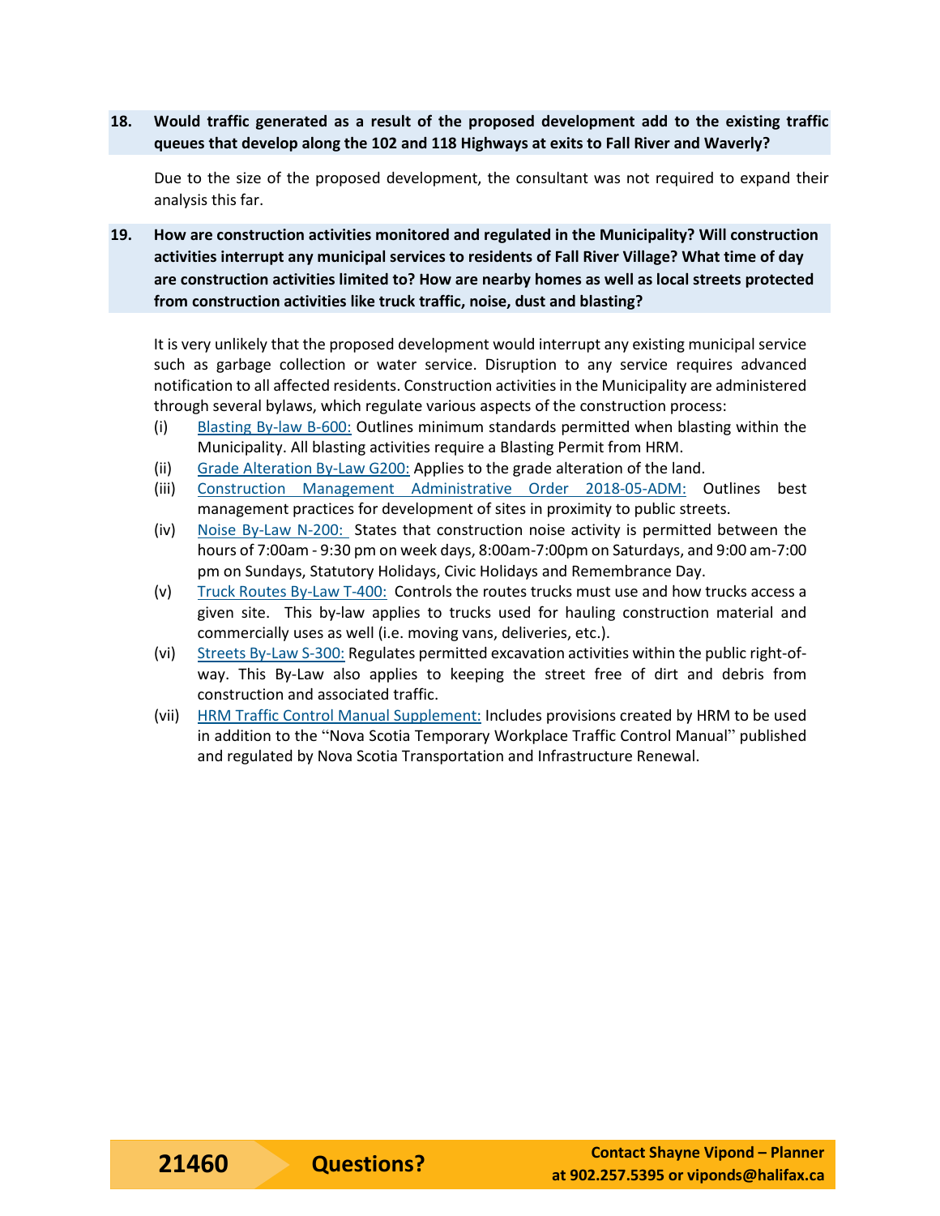**18. Would traffic generated as a result of the proposed development add to the existing traffic queues that develop along the 102 and 118 Highways at exits to Fall River and Waverly?**

Due to the size of the proposed development, the consultant was not required to expand their analysis this far.

**19. How are construction activities monitored and regulated in the Municipality? Will construction activities interrupt any municipal services to residents of Fall River Village? What time of day are construction activities limited to? How are nearby homes as well as local streets protected from construction activities like truck traffic, noise, dust and blasting?**

It is very unlikely that the proposed development would interrupt any existing municipal service such as garbage collection or water service. Disruption to any service requires advanced notification to all affected residents. Construction activities in the Municipality are administered through several bylaws, which regulate various aspects of the construction process:

(i) Blasting By-law B-600: Outlines minimum standards permitted when blasting within the Municipality. All blasting activities require a Blasting Permit from HRM.

(ii) Grade Alteration By-Law G200: Applies to the grade alteration of the land.

(iii) Construction Management Administrative Order 2018-05-ADM: Outlines best management practices for development of sites in proximity to public streets.

(iv) Noise By-Law N-200: States that construction noise activity is permitted between the hours of 7:00am - 9:30 pm on week days, 8:00am-7:00pm on Saturdays, and 9:00 am-7:00 pm on Sundays, Statutory Holidays, Civic Holidays and Remembrance Day.

(v) Truck Routes By-Law T-400: Controls the routes trucks must use and how trucks access a given site. This by-law applies to trucks used for hauling construction material and commercially uses as well (i.e. moving vans, deliveries, etc.).

(vi) Streets By-Law S-300: Regulates permitted excavation activities within the public right-of-way. This By-Law also applies to keeping the street free of dirt and debris from construction and associated traffic.

(vii) HRM Traffic Control Manual Supplement: Includes provisions created by HRM to be used in addition to the "Nova Scotia Temporary Workplace Traffic Control Manual" published and regulated by Nova Scotia Transportation and Infrastructure Renewal.